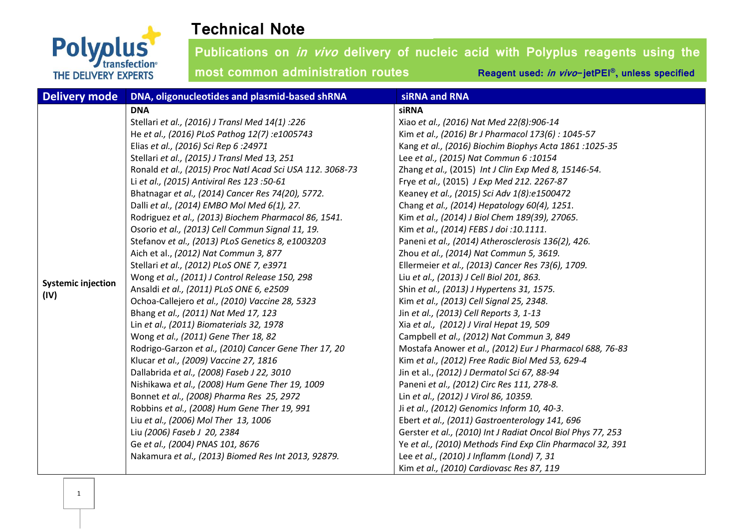# Technical Note

## Publications on *in vivo* delivery of nucleic acid with Polyplus reagents using the most common administration routes

**Reagent used: *in vivo*-jetPEI®, unless specified**

| Delivery mode | DNA, oligonucleotides and plasmid-based shRNA | siRNA and RNA |
|---|---|---|
| **Systemic injection (IV)** | **DNA**<br>Stellari *et al., (2016) J Transl Med 14(1) :226*<br>He *et al., (2016) PLoS Pathog 12(7) :e1005743*<br>Elias *et al., (2016) Sci Rep 6 :24971*<br>Stellari *et al., (2015) J Transl Med 13, 251*<br>Ronald *et al., (2015) Proc Natl Acad Sci USA 112. 3068-73*<br>Li *et al., (2015) Antiviral Res 123 :50-61*<br>Bhatnagar *et al., (2014) Cancer Res 74(20), 5772.*<br>Dalli *et al., (2014) EMBO Mol Med 6(1), 27.*<br>Rodriguez *et al., (2013) Biochem Pharmacol 86, 1541.*<br>Osorio *et al., (2013) Cell Commun Signal 11, 19.*<br>Stefanov *et al., (2013) PLoS Genetics 8, e1003203*<br>Aich et al., *(2012) Nat Commun 3, 877*<br>Stellari *et al., (2012) PLoS ONE 7, e3971*<br>Wong *et al., (2011) J Control Release 150, 298*<br>Ansaldi *et al., (2011) PLoS ONE 6, e2509*<br>Ochoa-Callejero *et al., (2010) Vaccine 28, 5323*<br>Bhang *et al., (2011) Nat Med 17, 123*<br>Lin *et al., (2011) Biomaterials 32, 1978*<br>Wong *et al., (2011) Gene Ther 18, 82*<br>Rodrigo-Garzon *et al., (2010) Cancer Gene Ther 17, 20*<br>Klucar *et al., (2009) Vaccine 27, 1816*<br>Dallabrida *et al., (2008) Faseb J 22, 3010*<br>Nishikawa *et al., (2008) Hum Gene Ther 19, 1009*<br>Bonnet *et al., (2008) Pharma Res 25, 2972*<br>Robbins *et al., (2008) Hum Gene Ther 19, 991*<br>Liu *et al., (2006) Mol Ther 13, 1006*<br>Liu *(2006) Faseb J 20, 2384*<br>Ge *et al., (2004) PNAS 101, 8676*<br>Nakamura *et al., (2013) Biomed Res Int 2013, 92879.* | **siRNA**<br>Xiao *et al., (2016) Nat Med 22(8):906-14*<br>Kim *et al., (2016) Br J Pharmacol 173(6) : 1045-57*<br>Kang *et al., (2016) Biochim Biophys Acta 1861 :1025-35*<br>Lee *et al., (2015) Nat Commun 6 :10154*<br>Zhang *et al.,* (2015) *Int J Clin Exp Med 8, 15146-54.*<br>Frye *et al.,* (2015) *J Exp Med 212. 2267-87*<br>Keaney *et al., (2015) Sci Adv 1(8):e1500472*<br>Chang *et al., (2014) Hepatology 60(4), 1251.*<br>Kim *et al., (2014) J Biol Chem 189(39), 27065.*<br>Kim *et al., (2014) FEBS J doi :10.1111.*<br>Paneni *et al., (2014) Atherosclerosis 136(2), 426.*<br>Zhou *et al., (2014) Nat Commun 5, 3619.*<br>Ellermeier *et al., (2013) Cancer Res 73(6), 1709.*<br>Liu *et al., (2013) J Cell Biol 201, 863.*<br>Shin *et al., (2013) J Hypertens 31, 1575.*<br>Kim *et al., (2013) Cell Signal 25, 2348.*<br>Jin *et al., (2013) Cell Reports 3, 1-13*<br>Xia *et al., (2012) J Viral Hepat 19, 509*<br>Campbell *et al., (2012) Nat Commun 3, 849*<br>Mostafa Anower *et al., (2012) Eur J Pharmacol 688, 76-83*<br>Kim *et al., (2012) Free Radic Biol Med 53, 629-4*<br>Jin et al., *(2012) J Dermatol Sci 67, 88-94*<br>Paneni *et al., (2012) Circ Res 111, 278-8.*<br>Lin *et al., (2012) J Virol 86, 10359.*<br>Ji *et al., (2012) Genomics Inform 10, 40-3.*<br>Ebert *et al., (2011) Gastroenterology 141, 696*<br>Gerster *et al., (2010) Int J Radiat Oncol Biol Phys 77, 253*<br>Ye *et al., (2010) Methods Find Exp Clin Pharmacol 32, 391*<br>Lee *et al., (2010) J Inflamm (Lond) 7, 31*<br>Kim *et al., (2010) Cardiovasc Res 87, 119* |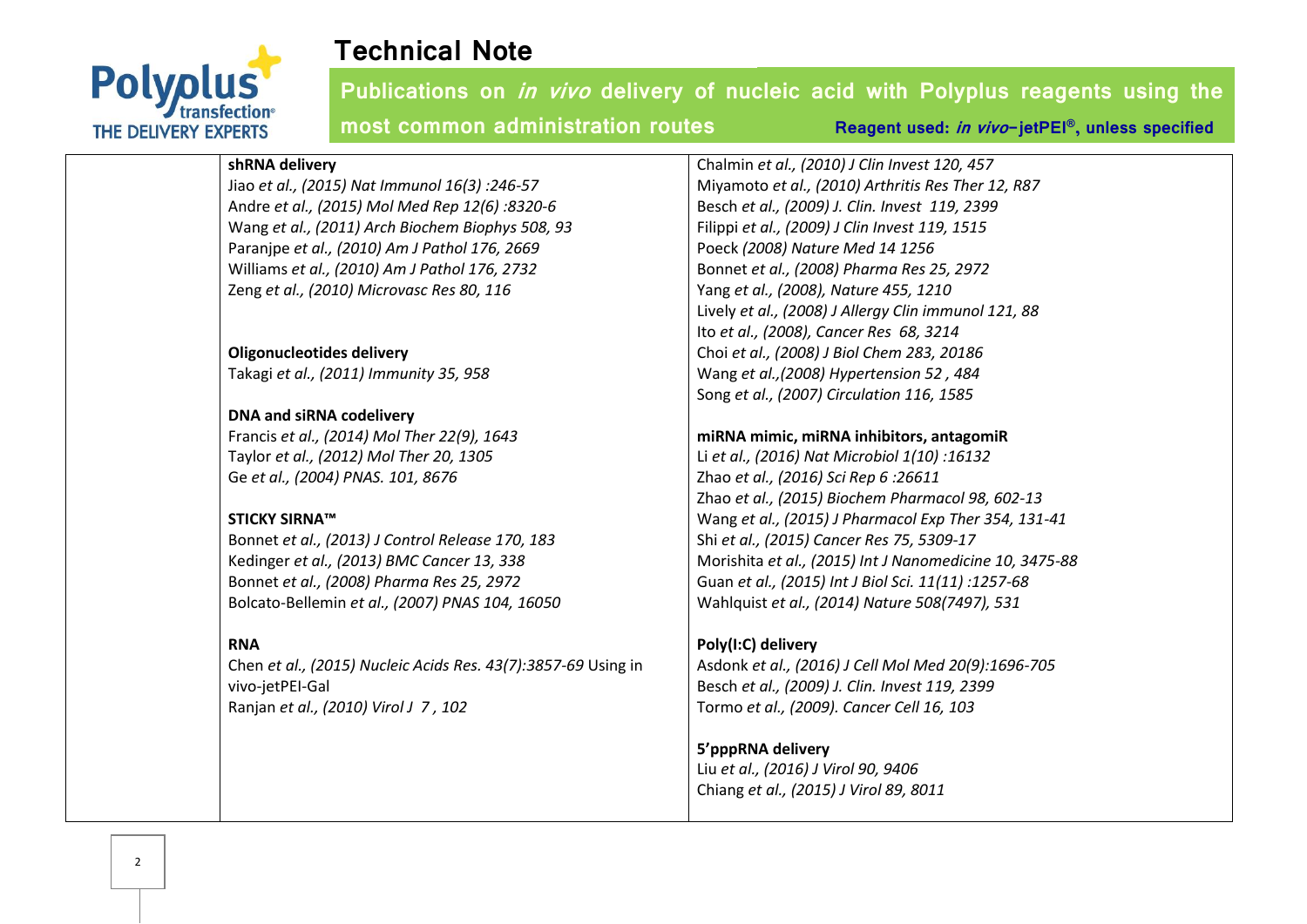# Technical Note

## Publications on *in vivo* delivery of nucleic acid with Polyplus reagents using the most common administration routes

**Reagent used: *in vivo*-jetPEI®, unless specified**

**shRNA delivery**

Jiao *et al., (2015) Nat Immunol 16(3) :246-57*
Andre *et al., (2015) Mol Med Rep 12(6) :8320-6*
Wang *et al., (2011) Arch Biochem Biophys 508, 93*
Paranjpe *et al., (2010) Am J Pathol 176, 2669*
Williams *et al., (2010) Am J Pathol 176, 2732*
Zeng *et al., (2010) Microvasc Res 80, 116*

**Oligonucleotides delivery**

Takagi *et al., (2011) Immunity 35, 958*

**DNA and siRNA codelivery**

Francis *et al., (2014) Mol Ther 22(9), 1643*
Taylor *et al., (2012) Mol Ther 20, 1305*
Ge *et al., (2004) PNAS. 101, 8676*

**STICKY SIRNA™**

Bonnet *et al., (2013) J Control Release 170, 183*
Kedinger *et al., (2013) BMC Cancer 13, 338*
Bonnet *et al., (2008) Pharma Res 25, 2972*
Bolcato-Bellemin *et al., (2007) PNAS 104, 16050*

**RNA**

Chen *et al., (2015) Nucleic Acids Res. 43(7):3857-69* Using in vivo-jetPEI-Gal
Ranjan *et al., (2010) Virol J 7 , 102*

Chalmin *et al., (2010) J Clin Invest 120, 457*
Miyamoto *et al., (2010) Arthritis Res Ther 12, R87*
Besch *et al., (2009) J. Clin. Invest 119, 2399*
Filippi *et al., (2009) J Clin Invest 119, 1515*
Poeck *(2008) Nature Med 14 1256*
Bonnet *et al., (2008) Pharma Res 25, 2972*
Yang *et al., (2008), Nature 455, 1210*
Lively *et al., (2008) J Allergy Clin immunol 121, 88*
Ito *et al., (2008), Cancer Res 68, 3214*
Choi *et al., (2008) J Biol Chem 283, 20186*
Wang *et al.,(2008) Hypertension 52 , 484*
Song *et al., (2007) Circulation 116, 1585*

**miRNA mimic, miRNA inhibitors, antagomiR**

Li *et al., (2016) Nat Microbiol 1(10) :16132*
Zhao *et al., (2016) Sci Rep 6 :26611*
Zhao *et al., (2015) Biochem Pharmacol 98, 602-13*
Wang *et al., (2015) J Pharmacol Exp Ther 354, 131-41*
Shi *et al., (2015) Cancer Res 75, 5309-17*
Morishita *et al., (2015) Int J Nanomedicine 10, 3475-88*
Guan *et al., (2015) Int J Biol Sci. 11(11) :1257-68*
Wahlquist *et al., (2014) Nature 508(7497), 531*

**Poly(I:C) delivery**

Asdonk *et al., (2016) J Cell Mol Med 20(9):1696-705*
Besch *et al., (2009) J. Clin. Invest 119, 2399*
Tormo *et al., (2009). Cancer Cell 16, 103*

**5'pppRNA delivery**

Liu *et al., (2016) J Virol 90, 9406*
Chiang *et al., (2015) J Virol 89, 8011*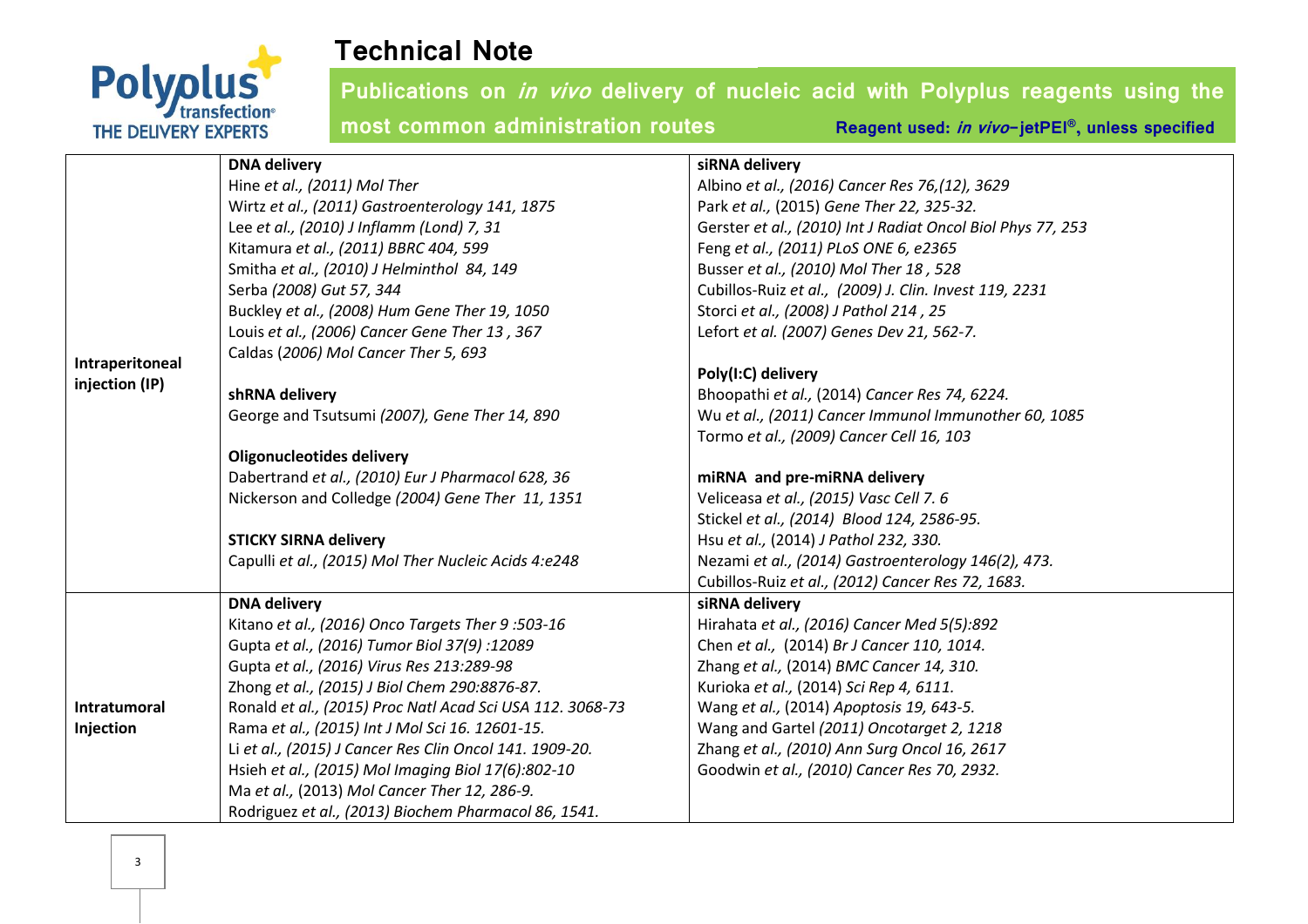# Technical Note

## Publications on *in vivo* delivery of nucleic acid with Polyplus reagents using the most common administration routes

**Reagent used: *in vivo*-jetPEI®, unless specified**

| | | |
|---|---|---|
| **Intraperitoneal injection (IP)** | **DNA delivery**<br>Hine *et al., (2011) Mol Ther*<br>Wirtz *et al., (2011) Gastroenterology 141, 1875*<br>Lee *et al., (2010) J Inflamm (Lond) 7, 31*<br>Kitamura *et al., (2011) BBRC 404, 599*<br>Smitha *et al., (2010) J Helminthol 84, 149*<br>Serba *(2008) Gut 57, 344*<br>Buckley *et al., (2008) Hum Gene Ther 19, 1050*<br>Louis *et al., (2006) Cancer Gene Ther 13 , 367*<br>Caldas (*2006) Mol Cancer Ther 5, 693*<br><br>**shRNA delivery**<br>George and Tsutsumi *(2007), Gene Ther 14, 890*<br><br>**Oligonucleotides delivery**<br>Dabertrand *et al., (2010) Eur J Pharmacol 628, 36*<br>Nickerson and Colledge *(2004) Gene Ther 11, 1351*<br><br>**STICKY SIRNA delivery**<br>Capulli *et al., (2015) Mol Ther Nucleic Acids 4:e248* | **siRNA delivery**<br>Albino *et al., (2016) Cancer Res 76,(12), 3629*<br>Park *et al.,* (2015) *Gene Ther 22, 325-32.*<br>Gerster *et al., (2010) Int J Radiat Oncol Biol Phys 77, 253*<br>Feng *et al., (2011) PLoS ONE 6, e2365*<br>Busser *et al., (2010) Mol Ther 18 , 528*<br>Cubillos-Ruiz *et al., (2009) J. Clin. Invest 119, 2231*<br>Storci *et al., (2008) J Pathol 214 , 25*<br>Lefort *et al. (2007) Genes Dev 21, 562-7.*<br><br>**Poly(I:C) delivery**<br>Bhoopathi *et al.,* (2014) *Cancer Res 74, 6224.*<br>Wu *et al., (2011) Cancer Immunol Immunother 60, 1085*<br>Tormo *et al., (2009) Cancer Cell 16, 103*<br><br>**miRNA and pre-miRNA delivery**<br>Veliceasa *et al., (2015) Vasc Cell 7. 6*<br>Stickel *et al., (2014) Blood 124, 2586-95.*<br>Hsu *et al.,* (2014) *J Pathol 232, 330.*<br>Nezami *et al., (2014) Gastroenterology 146(2), 473.*<br>Cubillos-Ruiz *et al., (2012) Cancer Res 72, 1683.* |
| **Intratumoral Injection** | **DNA delivery**<br>Kitano *et al., (2016) Onco Targets Ther 9 :503-16*<br>Gupta *et al., (2016) Tumor Biol 37(9) :12089*<br>Gupta *et al., (2016) Virus Res 213:289-98*<br>Zhong *et al., (2015) J Biol Chem 290:8876-87.*<br>Ronald *et al., (2015) Proc Natl Acad Sci USA 112. 3068-73*<br>Rama *et al., (2015) Int J Mol Sci 16. 12601-15.*<br>Li *et al., (2015) J Cancer Res Clin Oncol 141. 1909-20.*<br>Hsieh *et al., (2015) Mol Imaging Biol 17(6):802-10*<br>Ma *et al.,* (2013) *Mol Cancer Ther 12, 286-9.*<br>Rodriguez *et al., (2013) Biochem Pharmacol 86, 1541.* | **siRNA delivery**<br>Hirahata *et al., (2016) Cancer Med 5(5):892*<br>Chen *et al.,* (2014) *Br J Cancer 110, 1014.*<br>Zhang *et al.,* (2014) *BMC Cancer 14, 310.*<br>Kurioka *et al.,* (2014) *Sci Rep 4, 6111.*<br>Wang *et al.,* (2014) *Apoptosis 19, 643-5.*<br>Wang and Gartel *(2011) Oncotarget 2, 1218*<br>Zhang *et al., (2010) Ann Surg Oncol 16, 2617*<br>Goodwin *et al., (2010) Cancer Res 70, 2932.* |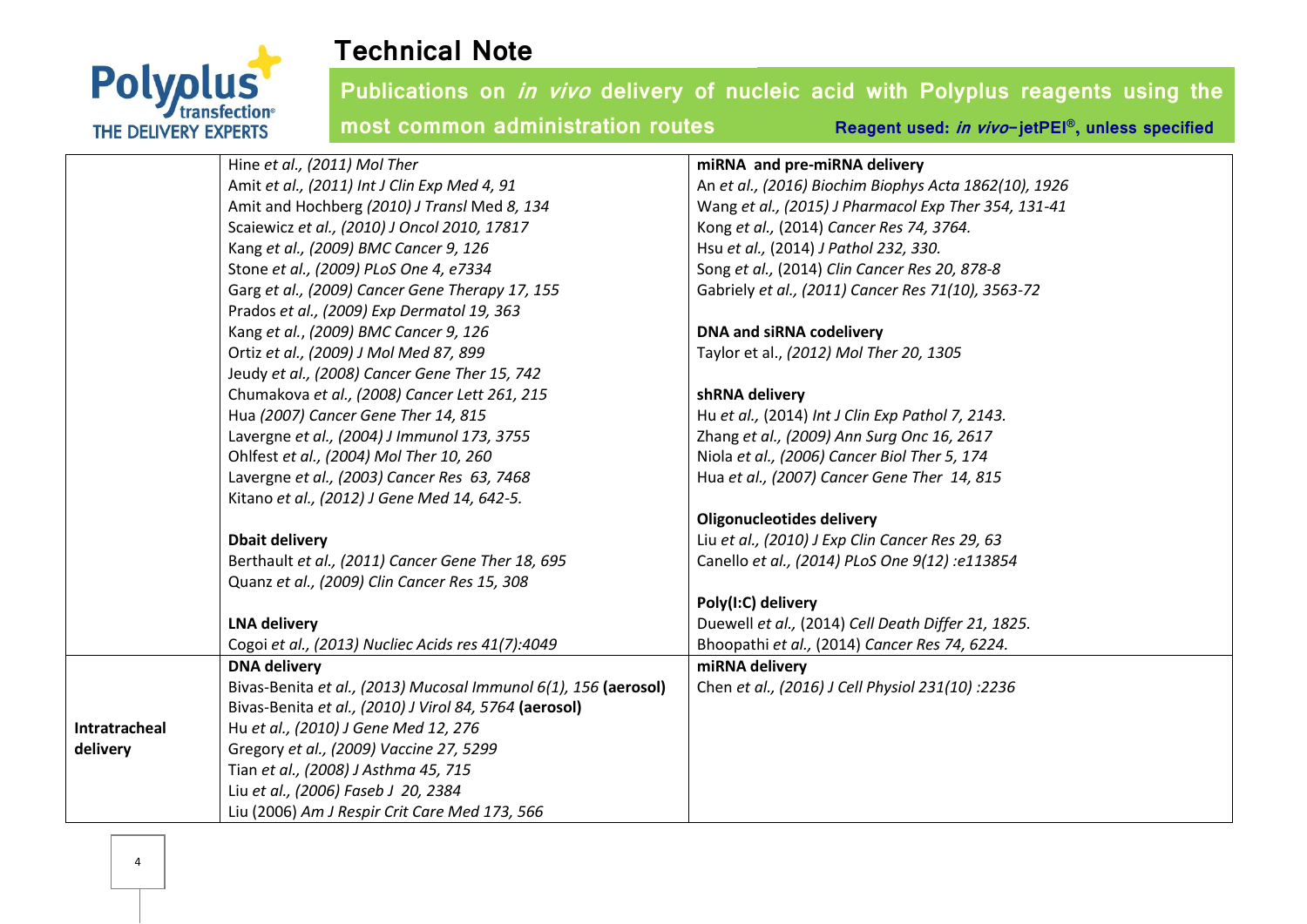## Technical Note

**Publications on *in vivo* delivery of nucleic acid with Polyplus reagents using the most common administration routes**

**Reagent used: *in vivo*-jetPEI®, unless specified**

| | | |
|---|---|---|
| | Hine *et al., (2011) Mol Ther*<br>Amit *et al., (2011) Int J Clin Exp Med 4, 91*<br>Amit and Hochberg *(2010) J Transl* Med *8, 134*<br>Scaiewicz *et al., (2010) J Oncol 2010, 17817*<br>Kang *et al., (2009) BMC Cancer 9, 126*<br>Stone *et al., (2009) PLoS One 4, e7334*<br>Garg *et al., (2009) Cancer Gene Therapy 17, 155*<br>Prados *et al., (2009) Exp Dermatol 19, 363*<br>Kang *et al.*, *(2009) BMC Cancer 9, 126*<br>Ortiz *et al., (2009) J Mol Med 87, 899*<br>Jeudy *et al., (2008) Cancer Gene Ther 15, 742*<br>Chumakova *et al., (2008) Cancer Lett 261, 215*<br>Hua *(2007) Cancer Gene Ther 14, 815*<br>Lavergne *et al., (2004) J Immunol 173, 3755*<br>Ohlfest *et al., (2004) Mol Ther 10, 260*<br>Lavergne *et al., (2003) Cancer Res 63, 7468*<br>Kitano *et al., (2012) J Gene Med 14, 642-5.*<br><br>**Dbait delivery**<br>Berthault *et al., (2011) Cancer Gene Ther 18, 695*<br>Quanz *et al., (2009) Clin Cancer Res 15, 308*<br><br>**LNA delivery**<br>Cogoi *et al., (2013) Nucliec Acids res 41(7):4049* | **miRNA and pre-miRNA delivery**<br>An *et al., (2016) Biochim Biophys Acta 1862(10), 1926*<br>Wang *et al., (2015) J Pharmacol Exp Ther 354, 131-41*<br>Kong *et al.,* (2014) *Cancer Res 74, 3764.*<br>Hsu *et al.,* (2014) *J Pathol 232, 330.*<br>Song *et al.,* (2014) *Clin Cancer Res 20, 878-8*<br>Gabriely *et al., (2011) Cancer Res 71(10), 3563-72*<br><br>**DNA and siRNA codelivery**<br>Taylor et al., *(2012) Mol Ther 20, 1305*<br><br>**shRNA delivery**<br>Hu *et al.,* (2014) *Int J Clin Exp Pathol 7, 2143.*<br>Zhang *et al., (2009) Ann Surg Onc 16, 2617*<br>Niola *et al., (2006) Cancer Biol Ther 5, 174*<br>Hua *et al., (2007) Cancer Gene Ther 14, 815*<br><br>**Oligonucleotides delivery**<br>Liu *et al., (2010) J Exp Clin Cancer Res 29, 63*<br>Canello *et al., (2014) PLoS One 9(12) :e113854*<br><br>**Poly(I:C) delivery**<br>Duewell *et al.,* (2014) *Cell Death Differ 21, 1825.*<br>Bhoopathi *et al.,* (2014) *Cancer Res 74, 6224.* |
| **Intratracheal delivery** | **DNA delivery**<br>Bivas-Benita *et al., (2013) Mucosal Immunol 6(1), 156* **(aerosol)**<br>Bivas-Benita *et al., (2010) J Virol 84, 5764* **(aerosol)**<br>Hu *et al., (2010) J Gene Med 12, 276*<br>Gregory *et al., (2009) Vaccine 27, 5299*<br>Tian *et al., (2008) J Asthma 45, 715*<br>Liu *et al., (2006) Faseb J 20, 2384*<br>Liu (2006) *Am J Respir Crit Care Med 173, 566* | **miRNA delivery**<br>Chen *et al., (2016) J Cell Physiol 231(10) :2236* |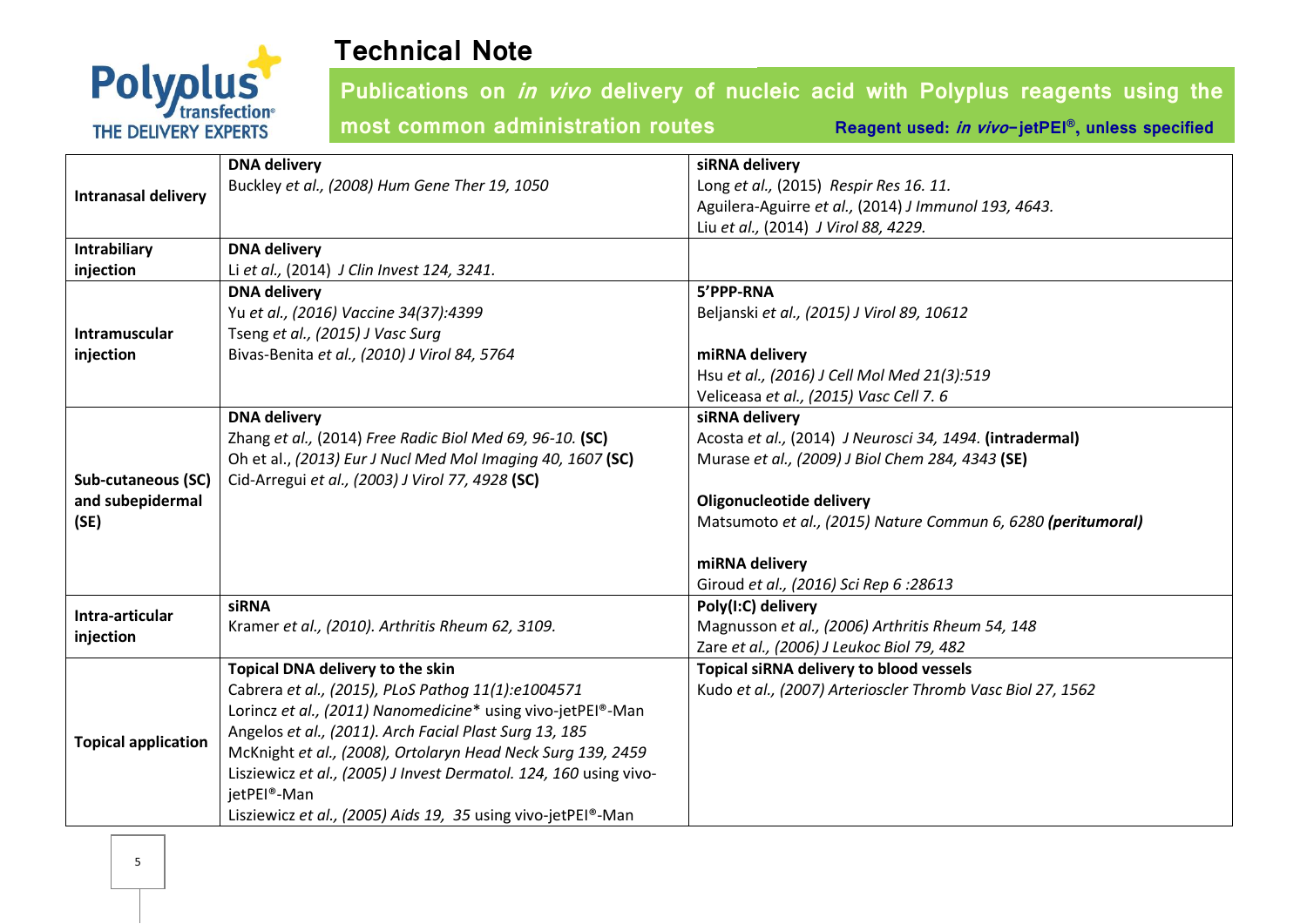# Technical Note

**Publications on *in vivo* delivery of nucleic acid with Polyplus reagents using the most common administration routes**

**Reagent used: *in vivo*-jetPEI®, unless specified**

| | | |
|---|---|---|
| **Intranasal delivery** | **DNA delivery**<br>Buckley *et al., (2008) Hum Gene Ther 19, 1050* | **siRNA delivery**<br>Long *et al.,* (2015) *Respir Res 16. 11.*<br>Aguilera-Aguirre *et al.,* (2014) *J Immunol 193, 4643.*<br>Liu *et al.,* (2014) *J Virol 88, 4229.* |
| **Intrabiliary injection** | **DNA delivery**<br>Li *et al.,* (2014) *J Clin Invest 124, 3241.* | |
| **Intramuscular injection** | **DNA delivery**<br>Yu *et al., (2016) Vaccine 34(37):4399*<br>Tseng *et al., (2015) J Vasc Surg*<br>Bivas-Benita *et al., (2010) J Virol 84, 5764* | **5'PPP-RNA**<br>Beljanski *et al., (2015) J Virol 89, 10612*<br><br>**miRNA delivery**<br>Hsu *et al., (2016) J Cell Mol Med 21(3):519*<br>Veliceasa *et al., (2015) Vasc Cell 7. 6* |
| **Sub-cutaneous (SC) and subepidermal (SE)** | **DNA delivery**<br>Zhang *et al.,* (2014) *Free Radic Biol Med 69, 96-10.* **(SC)**<br>Oh et al., *(2013) Eur J Nucl Med Mol Imaging 40, 1607* **(SC)**<br>Cid-Arregui *et al., (2003) J Virol 77, 4928* **(SC)** | **siRNA delivery**<br>Acosta *et al.,* (2014) *J Neurosci 34, 1494.* **(intradermal)**<br>Murase *et al., (2009) J Biol Chem 284, 4343* **(SE)**<br><br>**Oligonucleotide delivery**<br>Matsumoto *et al., (2015) Nature Commun 6, 6280* ***(peritumoral)***<br><br>**miRNA delivery**<br>Giroud *et al., (2016) Sci Rep 6 :28613* |
| **Intra-articular injection** | **siRNA**<br>Kramer *et al., (2010). Arthritis Rheum 62, 3109.* | **Poly(I:C) delivery**<br>Magnusson *et al., (2006) Arthritis Rheum 54, 148*<br>Zare *et al., (2006) J Leukoc Biol 79, 482* |
| **Topical application** | **Topical DNA delivery to the skin**<br>Cabrera *et al., (2015), PLoS Pathog 11(1):e1004571*<br>Lorincz *et al., (2011) Nanomedicine** using vivo-jetPEI®-Man<br>Angelos *et al., (2011). Arch Facial Plast Surg 13, 185*<br>McKnight *et al., (2008), Ortolaryn Head Neck Surg 139, 2459*<br>Lisziewicz *et al., (2005) J Invest Dermatol. 124, 160* using vivo-jetPEI®-Man<br>Lisziewicz *et al., (2005) Aids 19, 35* using vivo-jetPEI®-Man | **Topical siRNA delivery to blood vessels**<br>Kudo *et al., (2007) Arterioscler Thromb Vasc Biol 27, 1562* |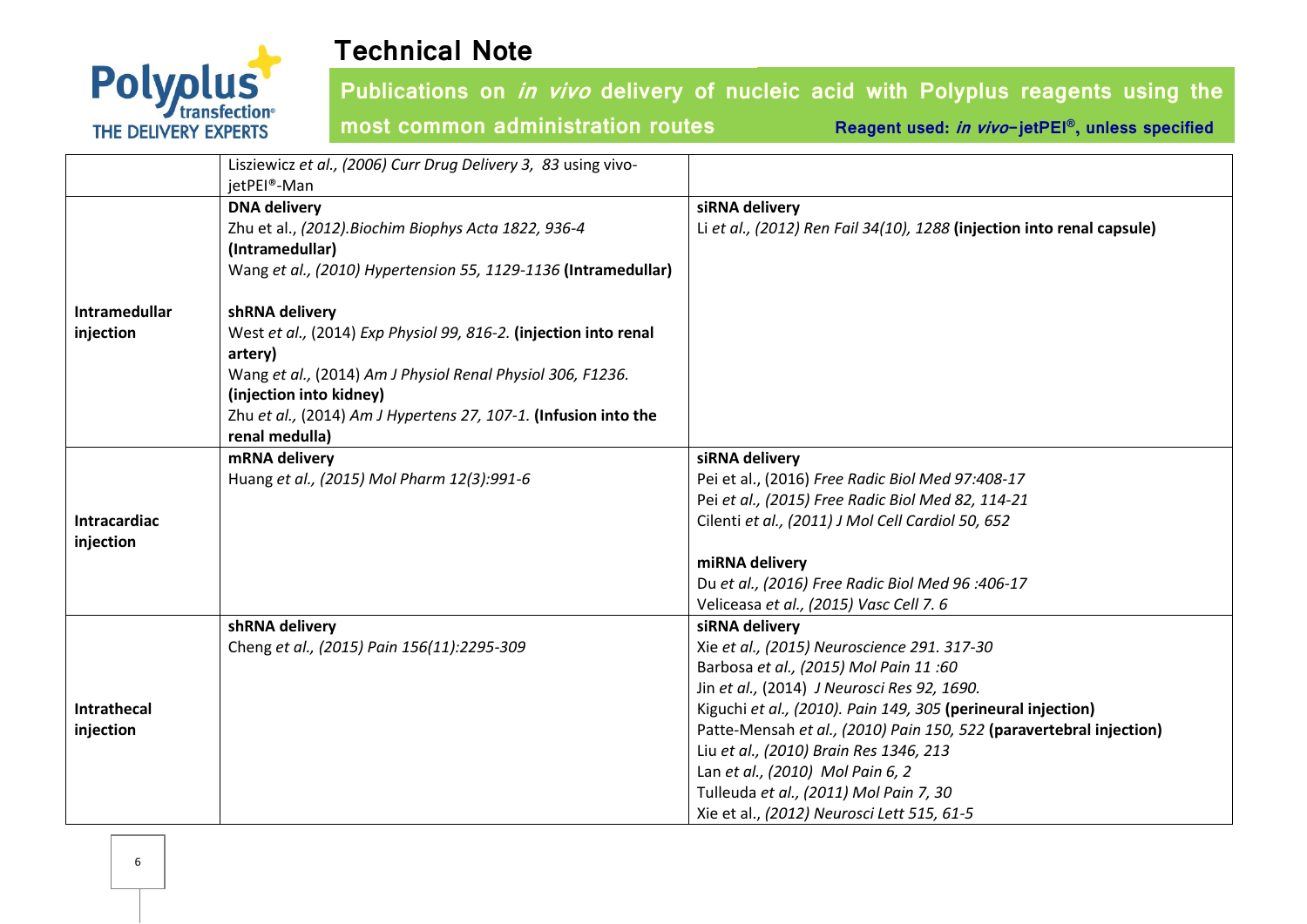| | | |
|---|---|---|
| | Lisziewicz *et al., (2006) Curr Drug Delivery 3, 83* using vivo-jetPEI®-Man | |
| **Intramedullar injection** | **DNA delivery**<br>Zhu et al., *(2012).Biochim Biophys Acta 1822, 936-4* **(Intramedullar)**<br>Wang *et al., (2010) Hypertension 55, 1129-1136* **(Intramedullar)**<br><br>**shRNA delivery**<br>West *et al.,* (2014) *Exp Physiol 99, 816-2.* **(injection into renal artery)**<br>Wang *et al.,* (2014) *Am J Physiol Renal Physiol 306, F1236.* **(injection into kidney)**<br>Zhu *et al.,* (2014) *Am J Hypertens 27, 107-1.* **(Infusion into the renal medulla)** | **siRNA delivery**<br>Li *et al., (2012) Ren Fail 34(10), 1288* **(injection into renal capsule)** |
| **Intracardiac injection** | **mRNA delivery**<br>Huang *et al., (2015) Mol Pharm 12(3):991-6* | **siRNA delivery**<br>Pei et al., (2016) *Free Radic Biol Med 97:408-17*<br>Pei *et al., (2015) Free Radic Biol Med 82, 114-21*<br>Cilenti *et al., (2011) J Mol Cell Cardiol 50, 652*<br><br>**miRNA delivery**<br>Du *et al., (2016) Free Radic Biol Med 96 :406-17*<br>Veliceasa *et al., (2015) Vasc Cell 7. 6* |
| **Intrathecal injection** | **shRNA delivery**<br>Cheng *et al., (2015) Pain 156(11):2295-309* | **siRNA delivery**<br>Xie *et al., (2015) Neuroscience 291. 317-30*<br>Barbosa *et al., (2015) Mol Pain 11 :60*<br>Jin *et al.,* (2014) *J Neurosci Res 92, 1690.*<br>Kiguchi *et al., (2010). Pain 149, 305* **(perineural injection)**<br>Patte-Mensah *et al., (2010) Pain 150, 522* **(paravertebral injection)**<br>Liu *et al., (2010) Brain Res 1346, 213*<br>Lan *et al., (2010) Mol Pain 6, 2*<br>Tulleuda *et al., (2011) Mol Pain 7, 30*<br>Xie et al., *(2012) Neurosci Lett 515, 61-5* |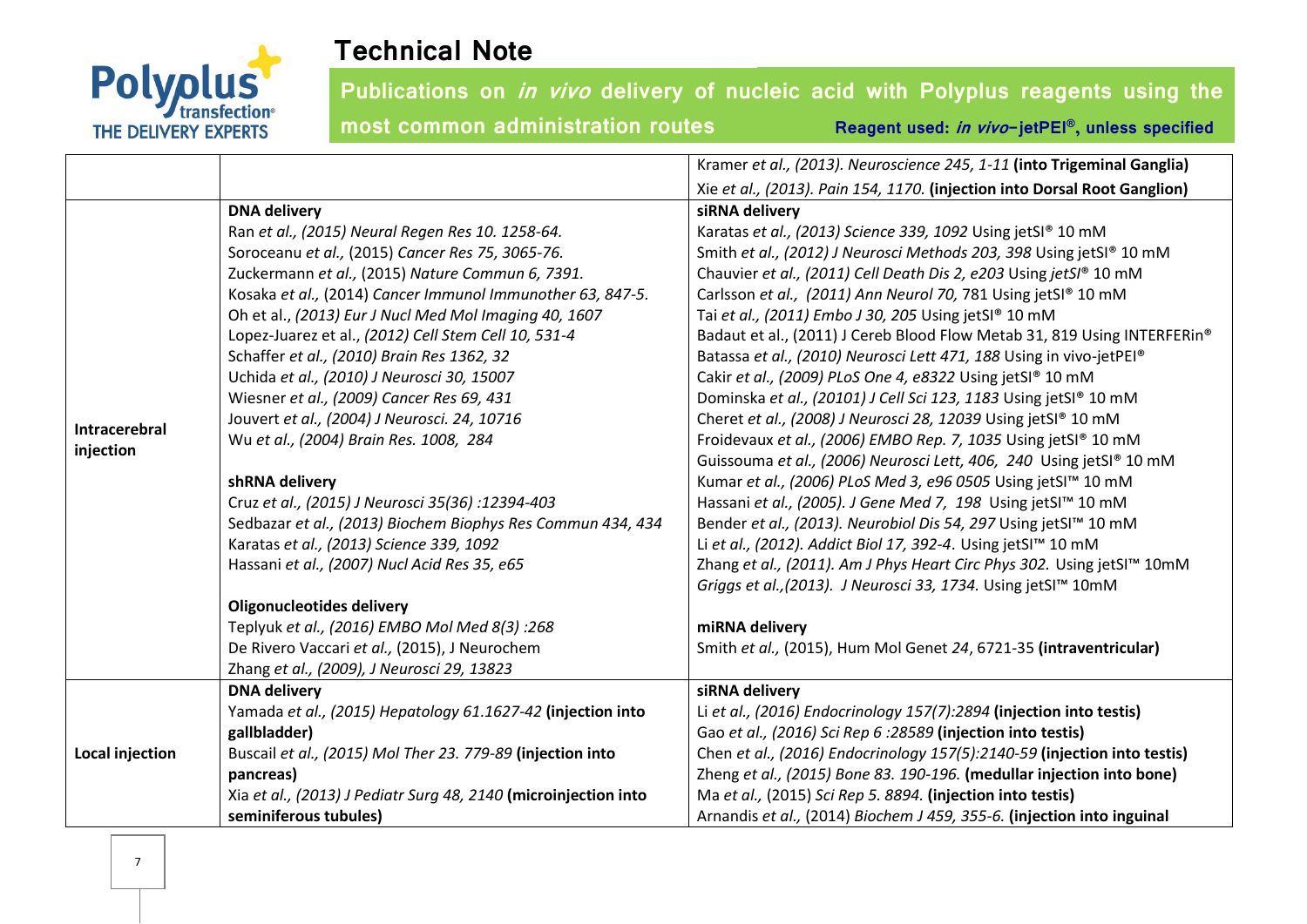# Technical Note

**Publications on *in vivo* delivery of nucleic acid with Polyplus reagents using the most common administration routes**

**Reagent used: *in vivo*-jetPEI®, unless specified**

| | | |
|---|---|---|
| | | Kramer *et al., (2013). Neuroscience 245, 1-11* **(into Trigeminal Ganglia)**<br>Xie *et al., (2013). Pain 154, 1170.* **(injection into Dorsal Root Ganglion)** |
| **Intracerebral injection** | **DNA delivery**<br>Ran *et al., (2015) Neural Regen Res 10. 1258-64.*<br>Soroceanu *et al.,* (2015) *Cancer Res 75, 3065-76.*<br>Zuckermann *et al.,* (2015) *Nature Commun 6, 7391.*<br>Kosaka *et al.,* (2014) *Cancer Immunol Immunother 63, 847-5.*<br>Oh et al., *(2013) Eur J Nucl Med Mol Imaging 40, 1607*<br>Lopez-Juarez et al., *(2012) Cell Stem Cell 10, 531-4*<br>Schaffer *et al., (2010) Brain Res 1362, 32*<br>Uchida *et al., (2010) J Neurosci 30, 15007*<br>Wiesner *et al., (2009) Cancer Res 69, 431*<br>Jouvert *et al., (2004) J Neurosci. 24, 10716*<br>Wu *et al., (2004) Brain Res. 1008, 284*<br><br>**shRNA delivery**<br>Cruz *et al., (2015) J Neurosci 35(36) :12394-403*<br>Sedbazar *et al., (2013) Biochem Biophys Res Commun 434, 434*<br>Karatas *et al., (2013) Science 339, 1092*<br>Hassani *et al., (2007) Nucl Acid Res 35, e65*<br><br>**Oligonucleotides delivery**<br>Teplyuk *et al., (2016) EMBO Mol Med 8(3) :268*<br>De Rivero Vaccari *et al.,* (2015), J Neurochem<br>Zhang *et al., (2009), J Neurosci 29, 13823* | **siRNA delivery**<br>Karatas *et al., (2013) Science 339, 1092* Using jetSI® 10 mM<br>Smith *et al., (2012) J Neurosci Methods 203, 398* Using jetSI® 10 mM<br>Chauvier *et al., (2011) Cell Death Dis 2, e203* Using *jetSI*® 10 mM<br>Carlsson *et al., (2011) Ann Neurol 70,* 781 Using jetSI® 10 mM<br>Tai *et al., (2011) Embo J 30, 205* Using jetSI® 10 mM<br>Badaut et al., (2011) J Cereb Blood Flow Metab 31, 819 Using INTERFERin®<br>Batassa *et al., (2010) Neurosci Lett 471, 188* Using in vivo-jetPEI®<br>Cakir *et al., (2009) PLoS One 4, e8322* Using jetSI® 10 mM<br>Dominska *et al., (20101) J Cell Sci 123, 1183* Using jetSI® 10 mM<br>Cheret *et al., (2008) J Neurosci 28, 12039* Using jetSI® 10 mM<br>Froidevaux *et al., (2006) EMBO Rep. 7, 1035* Using jetSI® 10 mM<br>Guissouma *et al., (2006) Neurosci Lett, 406, 240* Using jetSI® 10 mM<br>Kumar *et al., (2006) PLoS Med 3, e96 0505* Using jetSI™ 10 mM<br>Hassani *et al., (2005). J Gene Med 7, 198* Using jetSI™ 10 mM<br>Bender *et al., (2013). Neurobiol Dis 54, 297* Using jetSI™ 10 mM<br>Li *et al., (2012). Addict Biol 17, 392-4.* Using jetSI™ 10 mM<br>Zhang *et al., (2011). Am J Phys Heart Circ Phys 302.* Using jetSI™ 10mM<br>*Griggs et al.,(2013). J Neurosci 33, 1734.* Using jetSI™ 10mM<br><br>**miRNA delivery**<br>Smith *et al.,* (2015), Hum Mol Genet *24*, 6721-35 **(intraventricular)** |
| **Local injection** | **DNA delivery**<br>Yamada *et al., (2015) Hepatology 61.1627-42* **(injection into gallbladder)**<br>Buscail *et al., (2015) Mol Ther 23. 779-89* **(injection into pancreas)**<br>Xia *et al., (2013) J Pediatr Surg 48, 2140* **(microinjection into seminiferous tubules)** | **siRNA delivery**<br>Li *et al., (2016) Endocrinology 157(7):2894* **(injection into testis)**<br>Gao *et al., (2016) Sci Rep 6 :28589* **(injection into testis)**<br>Chen *et al., (2016) Endocrinology 157(5):2140-59* **(injection into testis)**<br>Zheng *et al., (2015) Bone 83. 190-196.* **(medullar injection into bone)**<br>Ma *et al.,* (2015) *Sci Rep 5. 8894.* **(injection into testis)**<br>Arnandis *et al.,* (2014) *Biochem J 459, 355-6.* **(injection into inguinal** |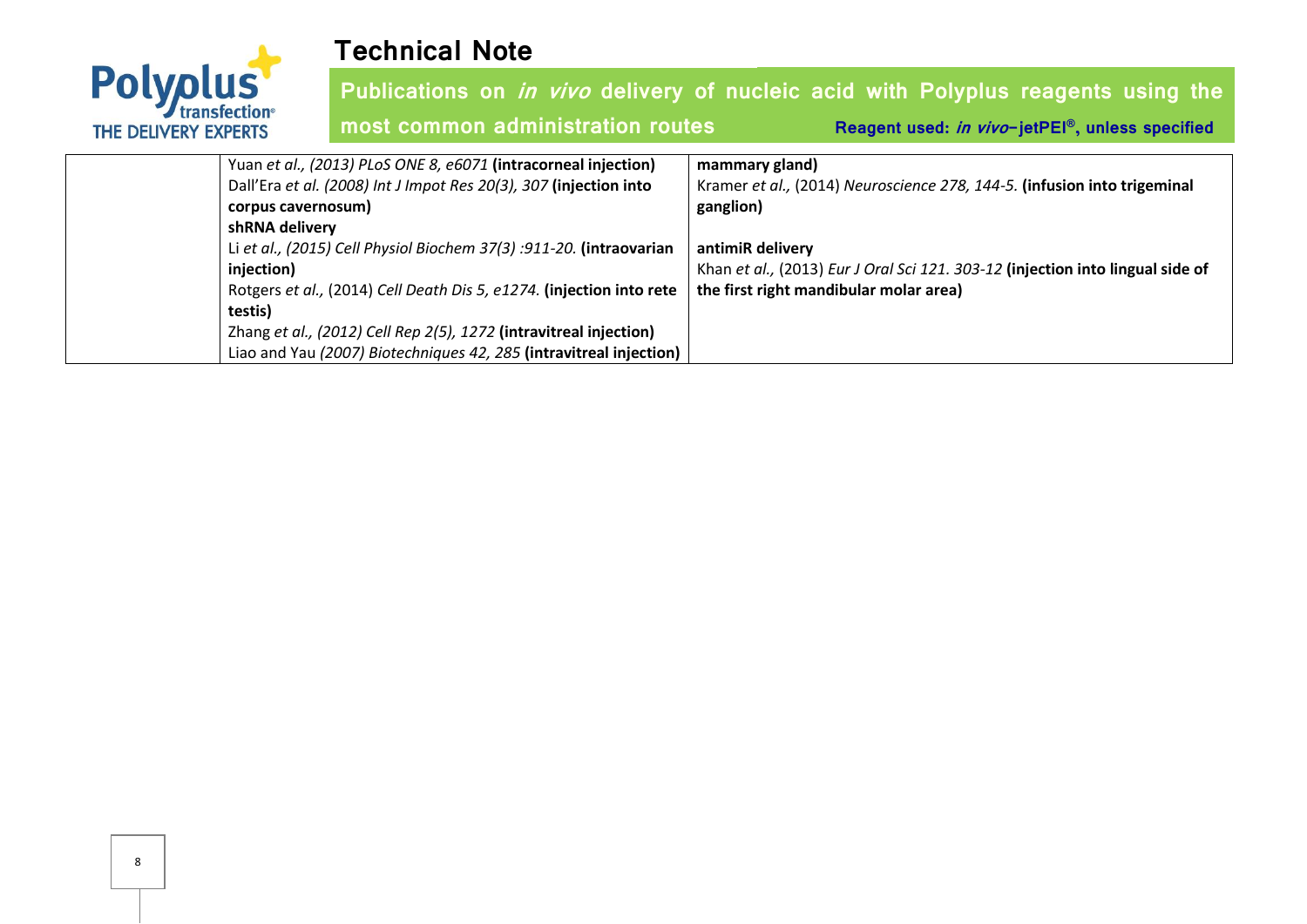| | | |
|---|---|---|
| | Yuan *et al., (2013) PLoS ONE 8, e6071* **(intracorneal injection)**<br>Dall'Era *et al. (2008) Int J Impot Res 20(3), 307* **(injection into corpus cavernosum)**<br>**shRNA delivery**<br>Li *et al., (2015) Cell Physiol Biochem 37(3) :911-20.* **(intraovarian injection)**<br>Rotgers *et al.,* (2014) *Cell Death Dis 5, e1274.* **(injection into rete testis)**<br>Zhang *et al., (2012) Cell Rep 2(5), 1272* **(intravitreal injection)**<br>Liao and Yau *(2007) Biotechniques 42, 285* **(intravitreal injection)** | **mammary gland)**<br>Kramer *et al.,* (2014) *Neuroscience 278, 144-5.* **(infusion into trigeminal ganglion)**<br><br>**antimiR delivery**<br>Khan *et al.,* (2013) *Eur J Oral Sci 121. 303-12* **(injection into lingual side of the first right mandibular molar area)** |